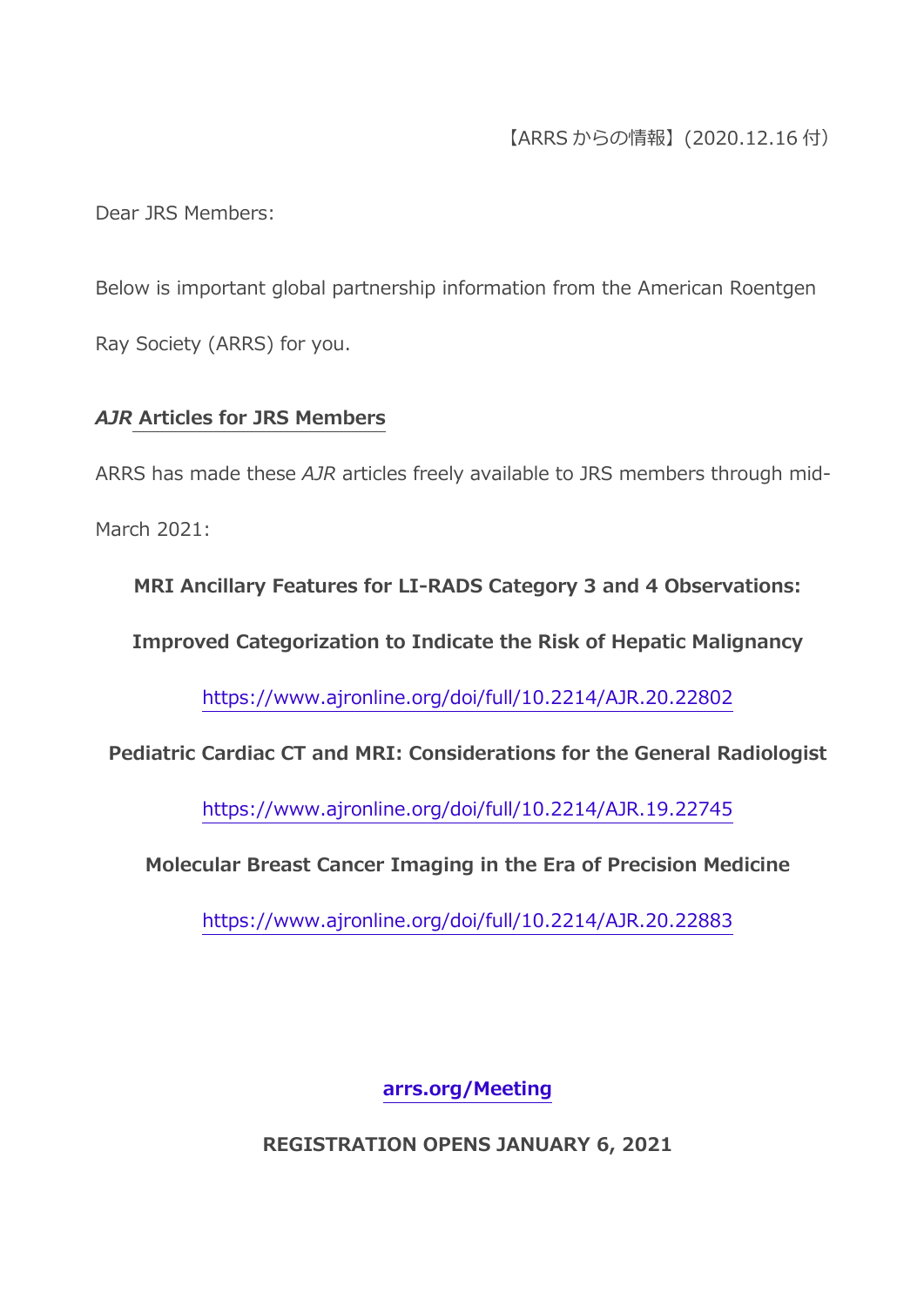【ARRS からの情報】(2020.12.16 付)

Dear JRS Members:

Below is important global partnership information from the American Roentgen Ray Society (ARRS) for you.

## *AJR* Articles for JRS Members

ARRS has made these *AJR* articles freely available to JRS members through mid-March 2021:

**MRI Ancillary Features for LI-RADS Category 3 and 4 Observations: Improved Categorization to Indicate the Risk of Hepatic Malignancy**

https://www.ajronline.org/doi/full/10.2214/AJR.20.22802

**Pediatric Cardiac CT and MRI: Considerations for the General Radiologist**

https://www.ajronline.org/doi/full/10.2214/AJR.19.22745

**Molecular Breast Cancer Imaging in the Era of Precision Medicine**

https://www.ajronline.org/doi/full/10.2214/AJR.20.22883

**arrs.org/Meeting**

**REGISTRATION OPENS JANUARY 6, 2021**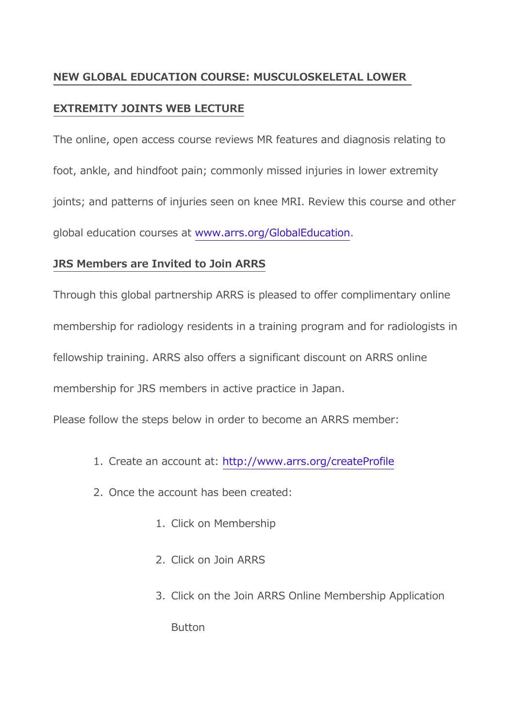## NEW GLOBAL EDUCATION COURSE: MUSCULOSKELETAL LOWER EXTREMITY JOINTS WEB LECTURE

The online, open access course reviews MR features and diagnosis relating to foot, ankle, and hindfoot pain; commonly missed injuries in lower extremity joints; and patterns of injuries seen on knee MRI. Review this course and other global education courses at www.arrs.org/GlobalEducation.

## JRS Members are Invited to Join ARRS

Through this global partnership ARRS is pleased to offer complimentary online membership for radiology residents in a training program and for radiologists in fellowship training. ARRS also offers a significant discount on ARRS online membership for JRS members in active practice in Japan.

Please follow the steps below in order to become an ARRS member:

1. Create an account at: http://www.arrs.org/createProfile
2. Once the account has been created:
    1. Click on Membership
    2. Click on Join ARRS
    3. Click on the Join ARRS Online Membership Application Button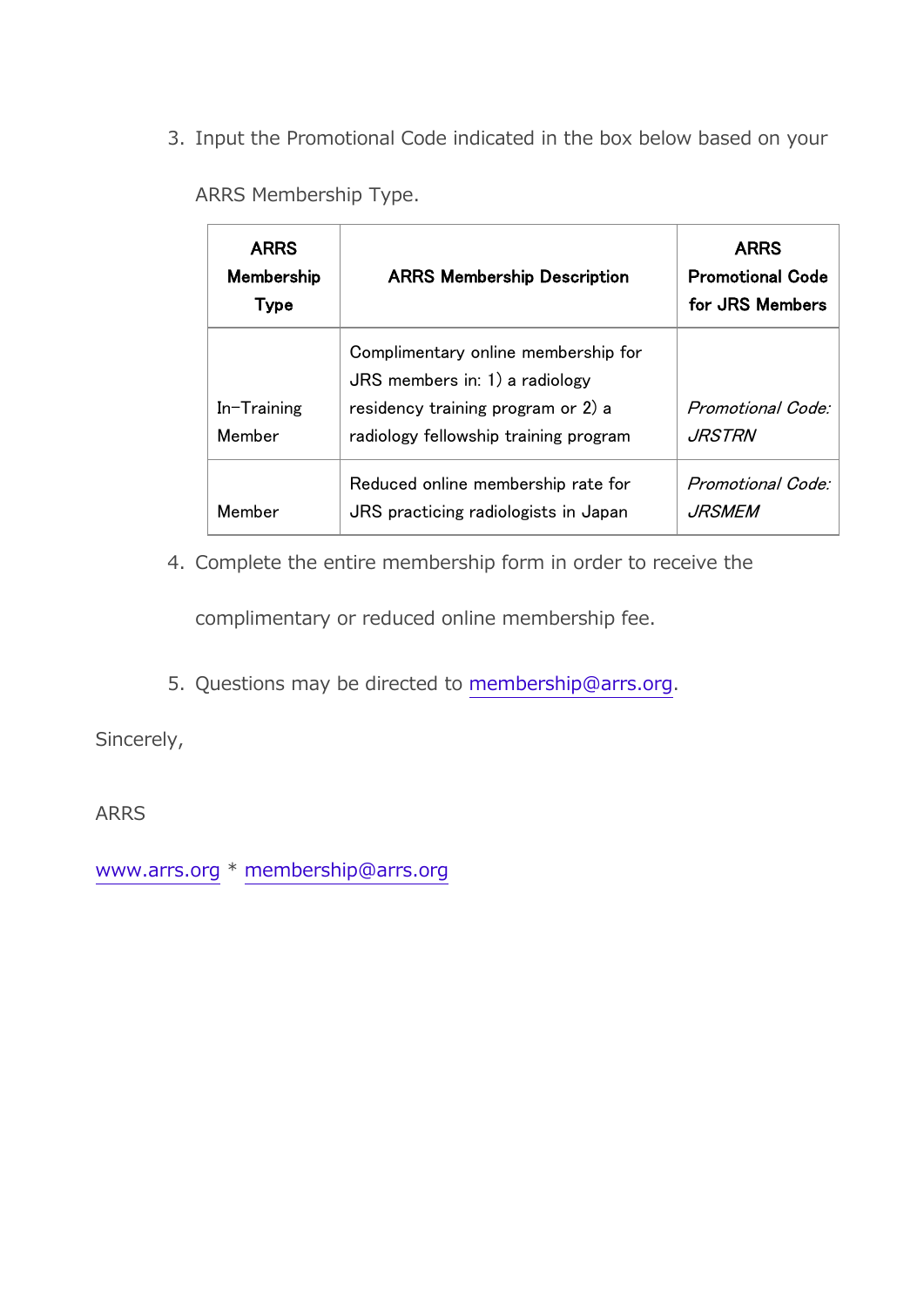3. Input the Promotional Code indicated in the box below based on your ARRS Membership Type.

| **ARRS Membership Type** | **ARRS Membership Description** | **ARRS Promotional Code for JRS Members** |
|---|---|---|
| In-Training Member | Complimentary online membership for JRS members in: 1) a radiology residency training program or 2) a radiology fellowship training program | *Promotional Code: JRSTRN* |
| Member | Reduced online membership rate for JRS practicing radiologists in Japan | *Promotional Code: JRSMEM* |

4. Complete the entire membership form in order to receive the complimentary or reduced online membership fee.

5. Questions may be directed to membership@arrs.org.

Sincerely,

ARRS

www.arrs.org * membership@arrs.org